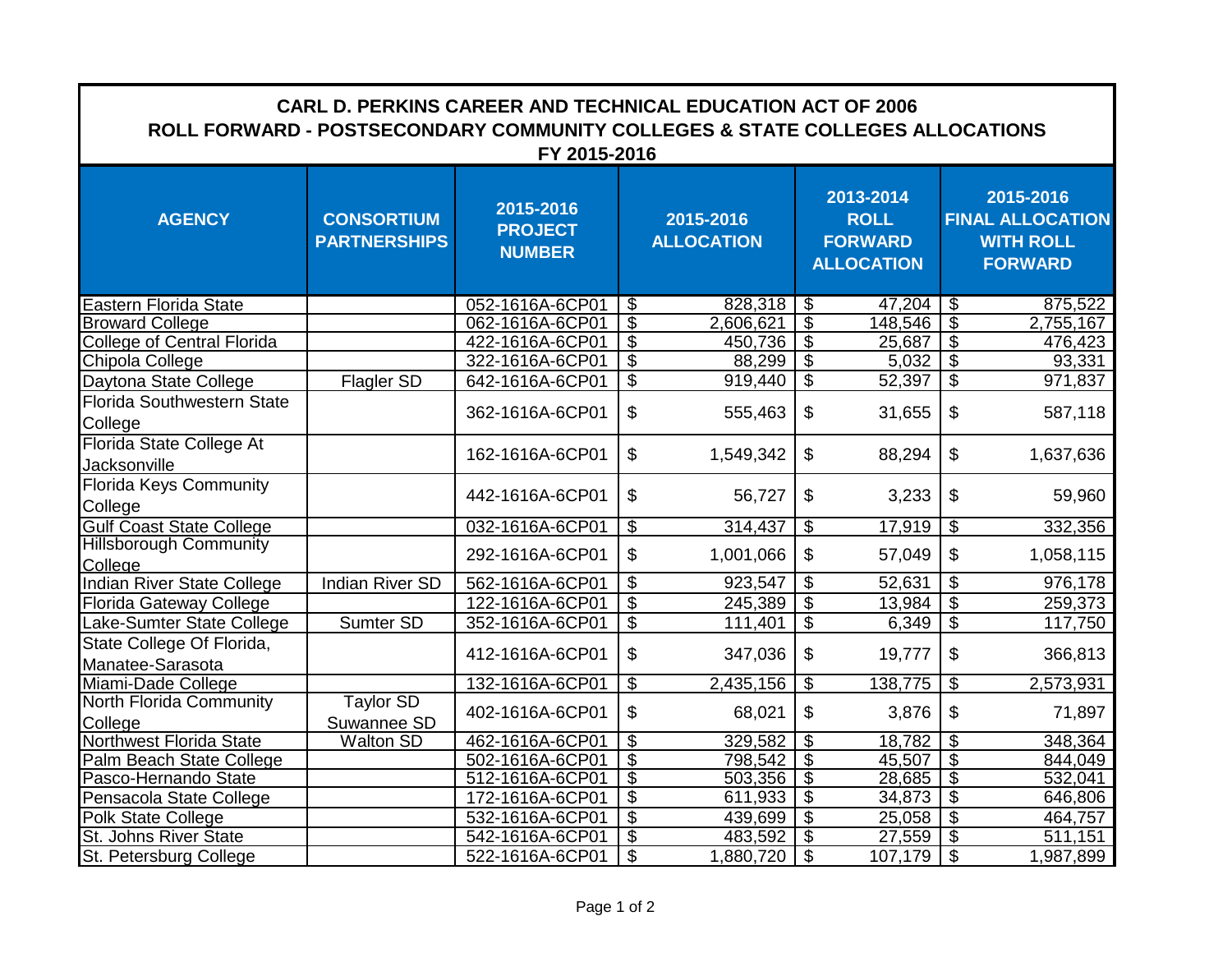# CARL D. PERKINS CAREER AND TECHNICAL EDUCATION ACT OF 2006

## ROLL FORWARD - POSTSECONDARY COMMUNITY COLLEGES & STATE COLLEGES ALLOCATIONS

## FY 2015-2016

| AGENCY | CONSORTIUM PARTNERSHIPS | 2015-2016 PROJECT NUMBER | 2015-2016 ALLOCATION | 2013-2014 ROLL FORWARD ALLOCATION | 2015-2016 FINAL ALLOCATION WITH ROLL FORWARD |
|---|---|---|---|---|---|
| Eastern Florida State | | 052-1616A-6CP01 | $ 828,318 | $ 47,204 | $ 875,522 |
| Broward College | | 062-1616A-6CP01 | $ 2,606,621 | $ 148,546 | $ 2,755,167 |
| College of Central Florida | | 422-1616A-6CP01 | $ 450,736 | $ 25,687 | $ 476,423 |
| Chipola College | | 322-1616A-6CP01 | $ 88,299 | $ 5,032 | $ 93,331 |
| Daytona State College | Flagler SD | 642-1616A-6CP01 | $ 919,440 | $ 52,397 | $ 971,837 |
| Florida Southwestern State College | | 362-1616A-6CP01 | $ 555,463 | $ 31,655 | $ 587,118 |
| Florida State College At Jacksonville | | 162-1616A-6CP01 | $ 1,549,342 | $ 88,294 | $ 1,637,636 |
| Florida Keys Community College | | 442-1616A-6CP01 | $ 56,727 | $ 3,233 | $ 59,960 |
| Gulf Coast State College | | 032-1616A-6CP01 | $ 314,437 | $ 17,919 | $ 332,356 |
| Hillsborough Community College | | 292-1616A-6CP01 | $ 1,001,066 | $ 57,049 | $ 1,058,115 |
| Indian River State College | Indian River SD | 562-1616A-6CP01 | $ 923,547 | $ 52,631 | $ 976,178 |
| Florida Gateway College | | 122-1616A-6CP01 | $ 245,389 | $ 13,984 | $ 259,373 |
| Lake-Sumter State College | Sumter SD | 352-1616A-6CP01 | $ 111,401 | $ 6,349 | $ 117,750 |
| State College Of Florida, Manatee-Sarasota | | 412-1616A-6CP01 | $ 347,036 | $ 19,777 | $ 366,813 |
| Miami-Dade College | | 132-1616A-6CP01 | $ 2,435,156 | $ 138,775 | $ 2,573,931 |
| North Florida Community College | Taylor SD Suwannee SD | 402-1616A-6CP01 | $ 68,021 | $ 3,876 | $ 71,897 |
| Northwest Florida State | Walton SD | 462-1616A-6CP01 | $ 329,582 | $ 18,782 | $ 348,364 |
| Palm Beach State College | | 502-1616A-6CP01 | $ 798,542 | $ 45,507 | $ 844,049 |
| Pasco-Hernando State | | 512-1616A-6CP01 | $ 503,356 | $ 28,685 | $ 532,041 |
| Pensacola State College | | 172-1616A-6CP01 | $ 611,933 | $ 34,873 | $ 646,806 |
| Polk State College | | 532-1616A-6CP01 | $ 439,699 | $ 25,058 | $ 464,757 |
| St. Johns River State | | 542-1616A-6CP01 | $ 483,592 | $ 27,559 | $ 511,151 |
| St. Petersburg College | | 522-1616A-6CP01 | $ 1,880,720 | $ 107,179 | $ 1,987,899 |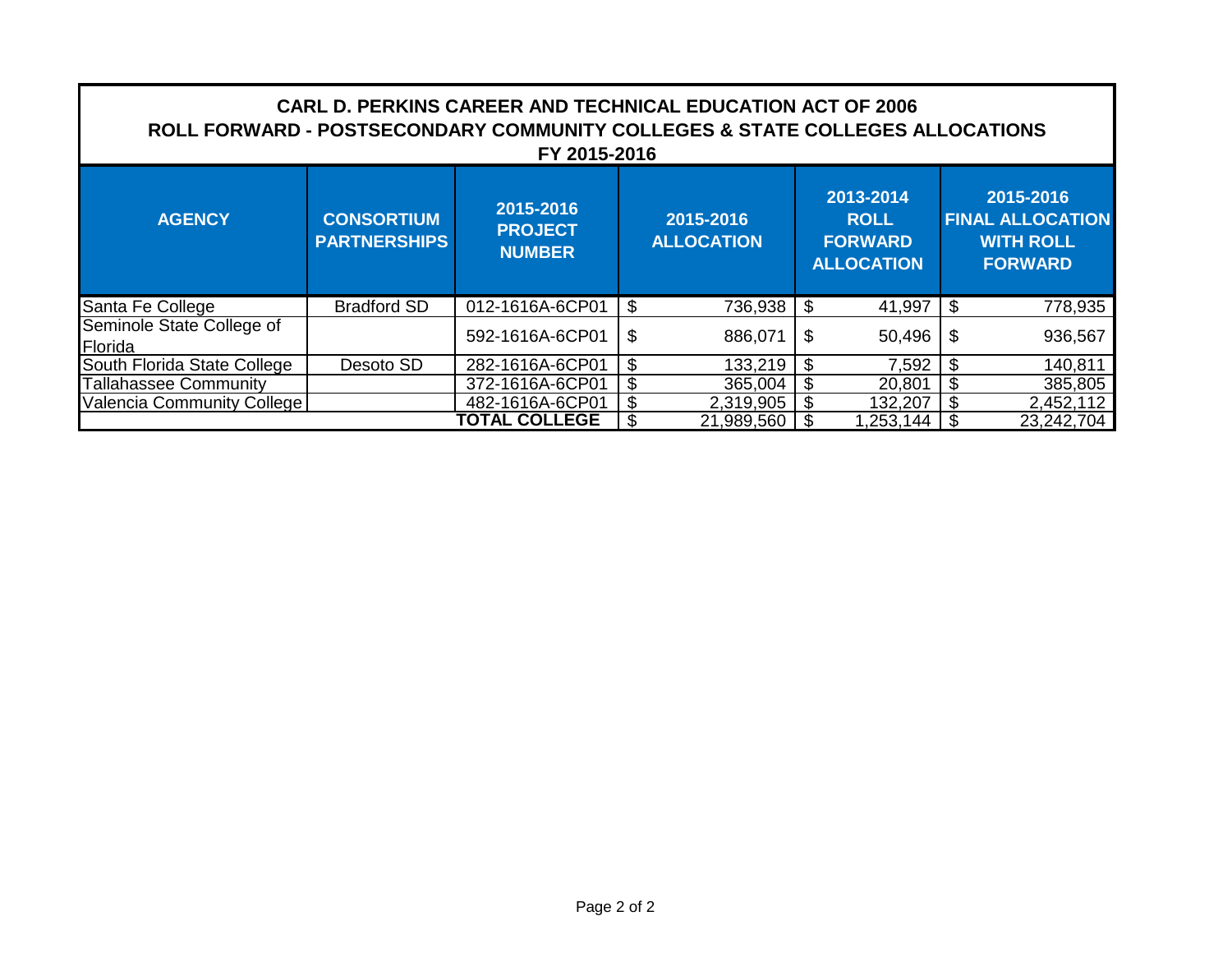## CARL D. PERKINS CAREER AND TECHNICAL EDUCATION ACT OF 2006
## ROLL FORWARD - POSTSECONDARY COMMUNITY COLLEGES & STATE COLLEGES ALLOCATIONS
## FY 2015-2016

| AGENCY | CONSORTIUM PARTNERSHIPS | 2015-2016 PROJECT NUMBER | 2015-2016 ALLOCATION | 2013-2014 ROLL FORWARD ALLOCATION | 2015-2016 FINAL ALLOCATION WITH ROLL FORWARD |
| --- | --- | --- | --- | --- | --- |
| Santa Fe College | Bradford SD | 012-1616A-6CP01 | $ 736,938 | $ 41,997 | $ 778,935 |
| Seminole State College of Florida | | 592-1616A-6CP01 | $ 886,071 | $ 50,496 | $ 936,567 |
| South Florida State College | Desoto SD | 282-1616A-6CP01 | $ 133,219 | $ 7,592 | $ 140,811 |
| Tallahassee Community | | 372-1616A-6CP01 | $ 365,004 | $ 20,801 | $ 385,805 |
| Valencia Community College | | 482-1616A-6CP01 | $ 2,319,905 | $ 132,207 | $ 2,452,112 |
| | | **TOTAL COLLEGE** | $ 21,989,560 | $ 1,253,144 | $ 23,242,704 |